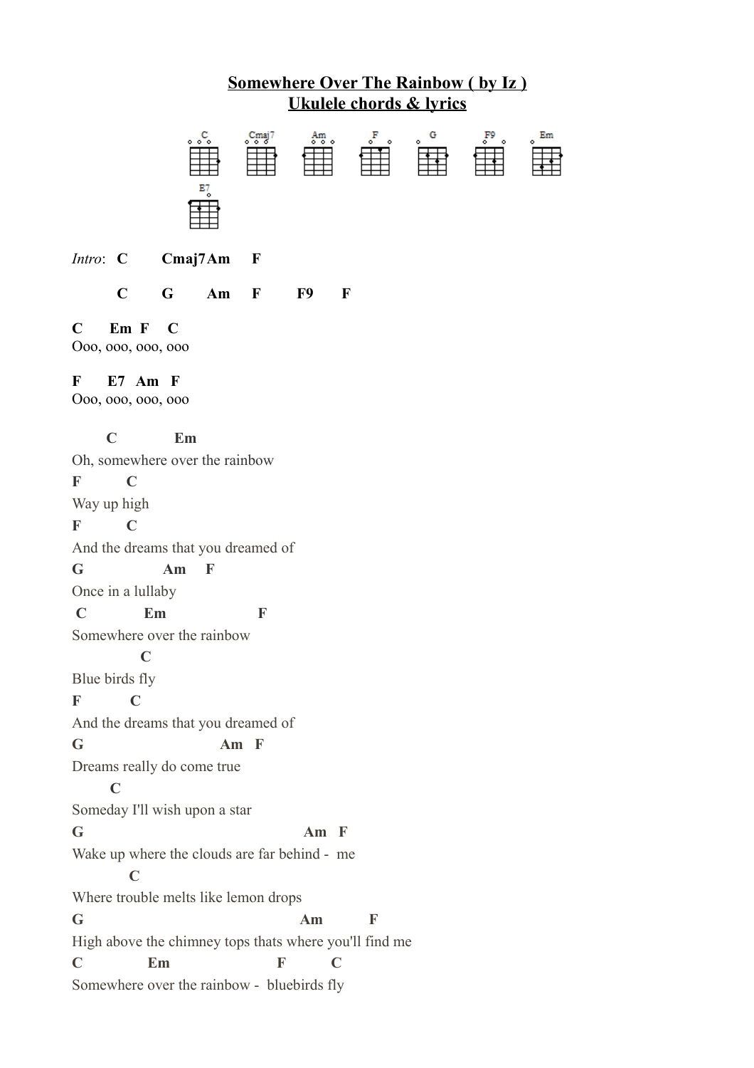# Somewhere Over The Rainbow ( by Iz )
## Ukulele chords & lyrics

C Cmaj7 Am F G F9 Em

E7

*Intro*: **C Cmaj7Am F**

**C G Am F F9 F**

**C Em F C**
Ooo, ooo, ooo, ooo

**F E7 Am F**
Ooo, ooo, ooo, ooo

**C Em**
Oh, somewhere over the rainbow
**F C**
Way up high
**F C**
And the dreams that you dreamed of
**G Am F**
Once in a lullaby
**C Em F**
Somewhere over the rainbow
**C**
Blue birds fly
**F C**
And the dreams that you dreamed of
**G Am F**
Dreams really do come true
**C**
Someday I'll wish upon a star
**G Am F**
Wake up where the clouds are far behind - me
**C**
Where trouble melts like lemon drops
**G Am F**
High above the chimney tops thats where you'll find me
**C Em F C**
Somewhere over the rainbow - bluebirds fly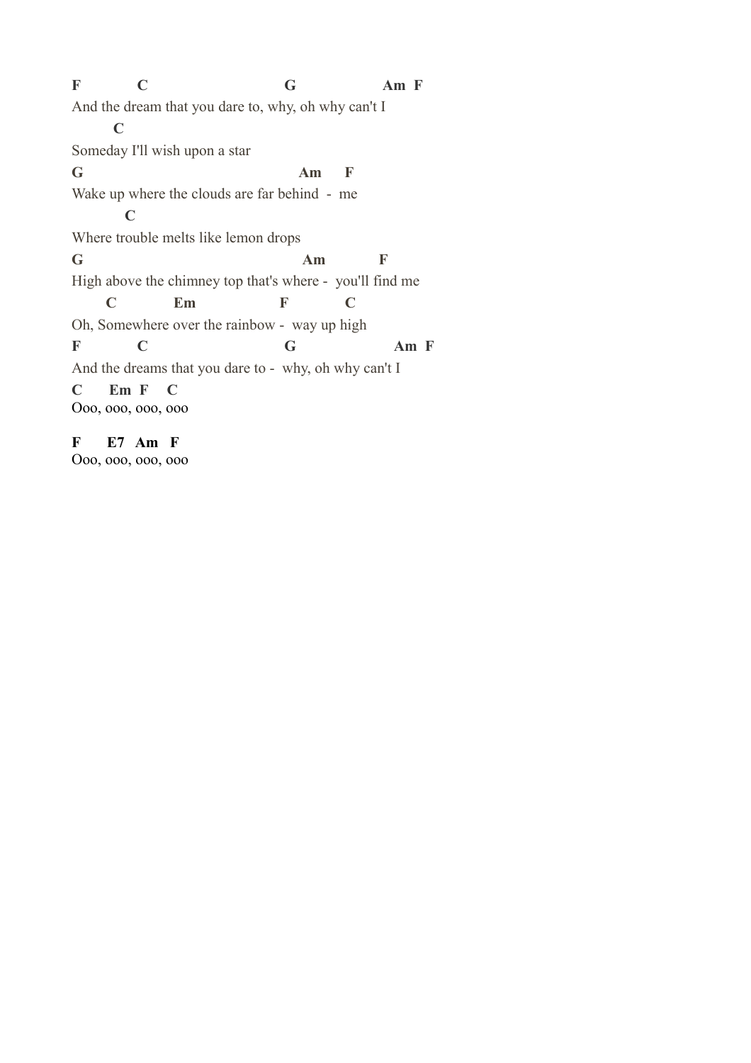```
F           C                          G                Am  F
And the dream that you dare to, why, oh why can't I
       C
Someday I'll wish upon a star
G                                        Am     F
Wake up where the clouds are far behind  -  me
         C
Where trouble melts like lemon drops
G                                         Am          F
High above the chimney top that's where -  you'll find me
      C           Em               F          C
Oh, Somewhere over the rainbow -  way up high
F           C                          G                  Am  F
And the dreams that you dare to -  why, oh why can't I
C      Em  F    C
Ooo, ooo, ooo, ooo

F     E7  Am   F
Ooo, ooo, ooo, ooo
```